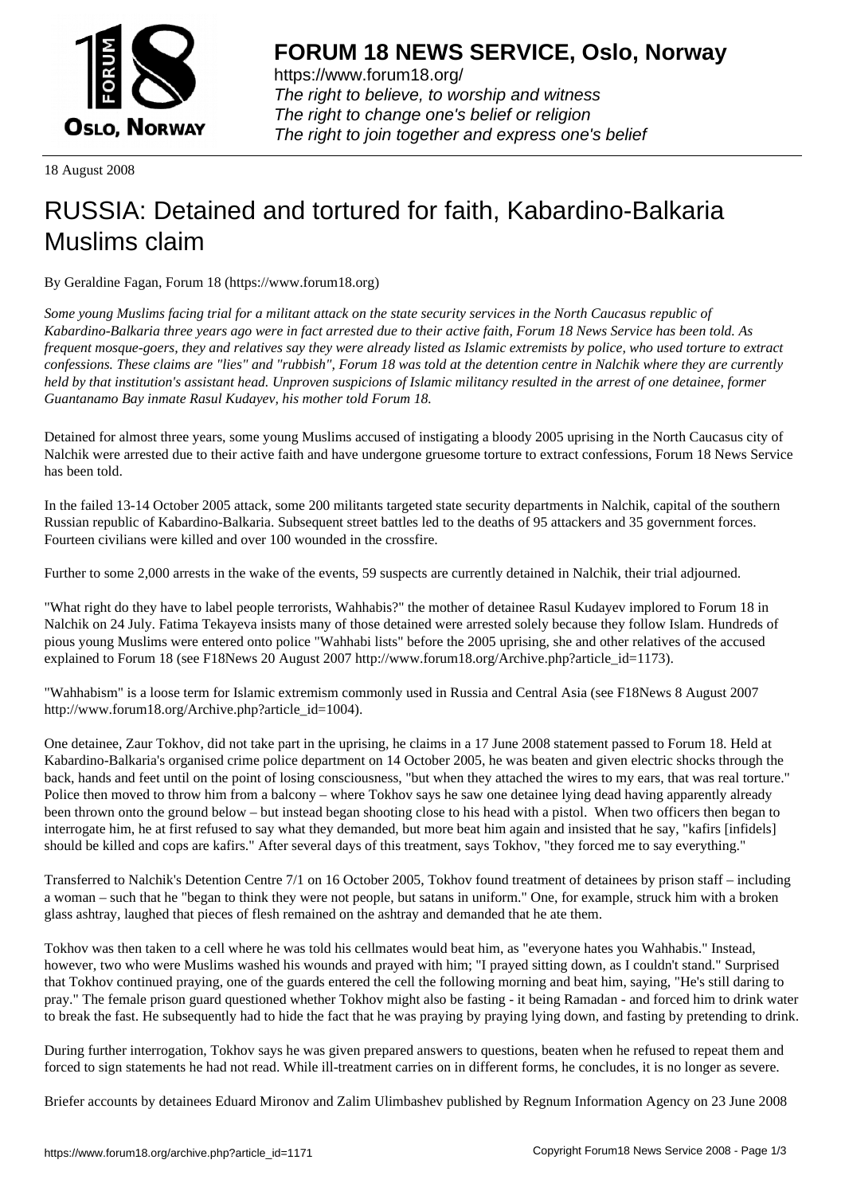# FORUM 18 NEWS SERVICE, Oslo, Norway

https://www.forum18.org/
*The right to believe, to worship and witness*
*The right to change one's belief or religion*
*The right to join together and express one's belief*

18 August 2008

# RUSSIA: Detained and tortured for faith, Kabardino-Balkaria Muslims claim

By Geraldine Fagan, Forum 18 (https://www.forum18.org)

*Some young Muslims facing trial for a militant attack on the state security services in the North Caucasus republic of Kabardino-Balkaria three years ago were in fact arrested due to their active faith, Forum 18 News Service has been told. As frequent mosque-goers, they and relatives say they were already listed as Islamic extremists by police, who used torture to extract confessions. These claims are "lies" and "rubbish", Forum 18 was told at the detention centre in Nalchik where they are currently held by that institution's assistant head. Unproven suspicions of Islamic militancy resulted in the arrest of one detainee, former Guantanamo Bay inmate Rasul Kudayev, his mother told Forum 18.*

Detained for almost three years, some young Muslims accused of instigating a bloody 2005 uprising in the North Caucasus city of Nalchik were arrested due to their active faith and have undergone gruesome torture to extract confessions, Forum 18 News Service has been told.

In the failed 13-14 October 2005 attack, some 200 militants targeted state security departments in Nalchik, capital of the southern Russian republic of Kabardino-Balkaria. Subsequent street battles led to the deaths of 95 attackers and 35 government forces. Fourteen civilians were killed and over 100 wounded in the crossfire.

Further to some 2,000 arrests in the wake of the events, 59 suspects are currently detained in Nalchik, their trial adjourned.

"What right do they have to label people terrorists, Wahhabis?" the mother of detainee Rasul Kudayev implored to Forum 18 in Nalchik on 24 July. Fatima Tekayeva insists many of those detained were arrested solely because they follow Islam. Hundreds of pious young Muslims were entered onto police "Wahhabi lists" before the 2005 uprising, she and other relatives of the accused explained to Forum 18 (see F18News 20 August 2007 http://www.forum18.org/Archive.php?article_id=1173).

"Wahhabism" is a loose term for Islamic extremism commonly used in Russia and Central Asia (see F18News 8 August 2007 http://www.forum18.org/Archive.php?article_id=1004).

One detainee, Zaur Tokhov, did not take part in the uprising, he claims in a 17 June 2008 statement passed to Forum 18. Held at Kabardino-Balkaria's organised crime police department on 14 October 2005, he was beaten and given electric shocks through the back, hands and feet until on the point of losing consciousness, "but when they attached the wires to my ears, that was real torture." Police then moved to throw him from a balcony – where Tokhov says he saw one detainee lying dead having apparently already been thrown onto the ground below – but instead began shooting close to his head with a pistol. When two officers then began to interrogate him, he at first refused to say what they demanded, but more beat him again and insisted that he say, "kafirs [infidels] should be killed and cops are kafirs." After several days of this treatment, says Tokhov, "they forced me to say everything."

Transferred to Nalchik's Detention Centre 7/1 on 16 October 2005, Tokhov found treatment of detainees by prison staff – including a woman – such that he "began to think they were not people, but satans in uniform." One, for example, struck him with a broken glass ashtray, laughed that pieces of flesh remained on the ashtray and demanded that he ate them.

Tokhov was then taken to a cell where he was told his cellmates would beat him, as "everyone hates you Wahhabis." Instead, however, two who were Muslims washed his wounds and prayed with him; "I prayed sitting down, as I couldn't stand." Surprised that Tokhov continued praying, one of the guards entered the cell the following morning and beat him, saying, "He's still daring to pray." The female prison guard questioned whether Tokhov might also be fasting - it being Ramadan - and forced him to drink water to break the fast. He subsequently had to hide the fact that he was praying by praying lying down, and fasting by pretending to drink.

During further interrogation, Tokhov says he was given prepared answers to questions, beaten when he refused to repeat them and forced to sign statements he had not read. While ill-treatment carries on in different forms, he concludes, it is no longer as severe.

Briefer accounts by detainees Eduard Mironov and Zalim Ulimbashev published by Regnum Information Agency on 23 June 2008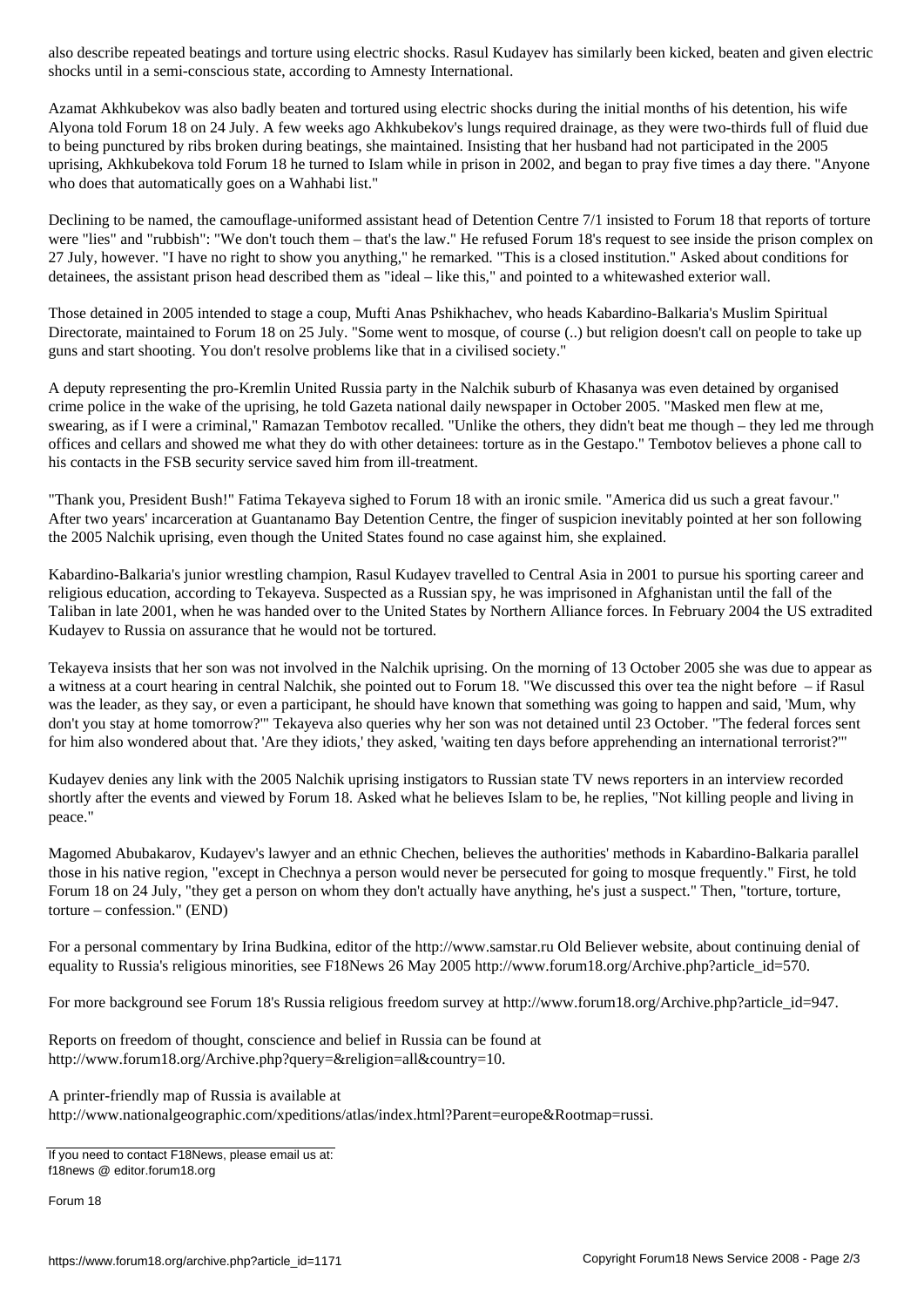also describe repeated beatings and torture using electric shocks. Rasul Kudayev has similarly been kicked, beaten and given electric shocks until in a semi-conscious state, according to Amnesty International.

Azamat Akhkubekov was also badly beaten and tortured using electric shocks during the initial months of his detention, his wife Alyona told Forum 18 on 24 July. A few weeks ago Akhkubekov's lungs required drainage, as they were two-thirds full of fluid due to being punctured by ribs broken during beatings, she maintained. Insisting that her husband had not participated in the 2005 uprising, Akhkubekova told Forum 18 he turned to Islam while in prison in 2002, and began to pray five times a day there. "Anyone who does that automatically goes on a Wahhabi list."

Declining to be named, the camouflage-uniformed assistant head of Detention Centre 7/1 insisted to Forum 18 that reports of torture were "lies" and "rubbish": "We don't touch them – that's the law." He refused Forum 18's request to see inside the prison complex on 27 July, however. "I have no right to show you anything," he remarked. "This is a closed institution." Asked about conditions for detainees, the assistant prison head described them as "ideal – like this," and pointed to a whitewashed exterior wall.

Those detained in 2005 intended to stage a coup, Mufti Anas Pshikhachev, who heads Kabardino-Balkaria's Muslim Spiritual Directorate, maintained to Forum 18 on 25 July. "Some went to mosque, of course (..) but religion doesn't call on people to take up guns and start shooting. You don't resolve problems like that in a civilised society."

A deputy representing the pro-Kremlin United Russia party in the Nalchik suburb of Khasanya was even detained by organised crime police in the wake of the uprising, he told Gazeta national daily newspaper in October 2005. "Masked men flew at me, swearing, as if I were a criminal," Ramazan Tembotov recalled. "Unlike the others, they didn't beat me though – they led me through offices and cellars and showed me what they do with other detainees: torture as in the Gestapo." Tembotov believes a phone call to his contacts in the FSB security service saved him from ill-treatment.

"Thank you, President Bush!" Fatima Tekayeva sighed to Forum 18 with an ironic smile. "America did us such a great favour." After two years' incarceration at Guantanamo Bay Detention Centre, the finger of suspicion inevitably pointed at her son following the 2005 Nalchik uprising, even though the United States found no case against him, she explained.

Kabardino-Balkaria's junior wrestling champion, Rasul Kudayev travelled to Central Asia in 2001 to pursue his sporting career and religious education, according to Tekayeva. Suspected as a Russian spy, he was imprisoned in Afghanistan until the fall of the Taliban in late 2001, when he was handed over to the United States by Northern Alliance forces. In February 2004 the US extradited Kudayev to Russia on assurance that he would not be tortured.

Tekayeva insists that her son was not involved in the Nalchik uprising. On the morning of 13 October 2005 she was due to appear as a witness at a court hearing in central Nalchik, she pointed out to Forum 18. "We discussed this over tea the night before – if Rasul was the leader, as they say, or even a participant, he should have known that something was going to happen and said, 'Mum, why don't you stay at home tomorrow?'" Tekayeva also queries why her son was not detained until 23 October. "The federal forces sent for him also wondered about that. 'Are they idiots,' they asked, 'waiting ten days before apprehending an international terrorist?'"

Kudayev denies any link with the 2005 Nalchik uprising instigators to Russian state TV news reporters in an interview recorded shortly after the events and viewed by Forum 18. Asked what he believes Islam to be, he replies, "Not killing people and living in peace."

Magomed Abubakarov, Kudayev's lawyer and an ethnic Chechen, believes the authorities' methods in Kabardino-Balkaria parallel those in his native region, "except in Chechnya a person would never be persecuted for going to mosque frequently." First, he told Forum 18 on 24 July, "they get a person on whom they don't actually have anything, he's just a suspect." Then, "torture, torture, torture – confession." (END)

For a personal commentary by Irina Budkina, editor of the http://www.samstar.ru Old Believer website, about continuing denial of equality to Russia's religious minorities, see F18News 26 May 2005 http://www.forum18.org/Archive.php?article_id=570.

For more background see Forum 18's Russia religious freedom survey at http://www.forum18.org/Archive.php?article_id=947.

Reports on freedom of thought, conscience and belief in Russia can be found at http://www.forum18.org/Archive.php?query=&religion=all&country=10.

A printer-friendly map of Russia is available at http://www.nationalgeographic.com/xpeditions/atlas/index.html?Parent=europe&Rootmap=russi.

If you need to contact F18News, please email us at:
f18news @ editor.forum18.org

Forum 18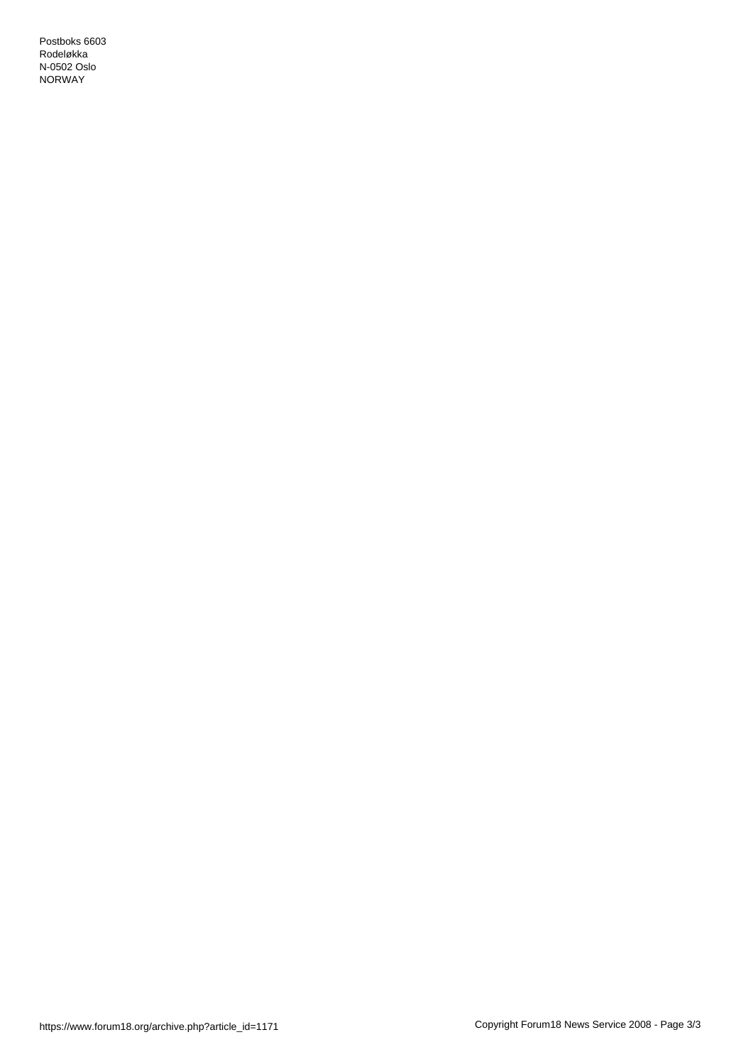Postboks 6603
Rodeløkka
N-0502 Oslo
NORWAY